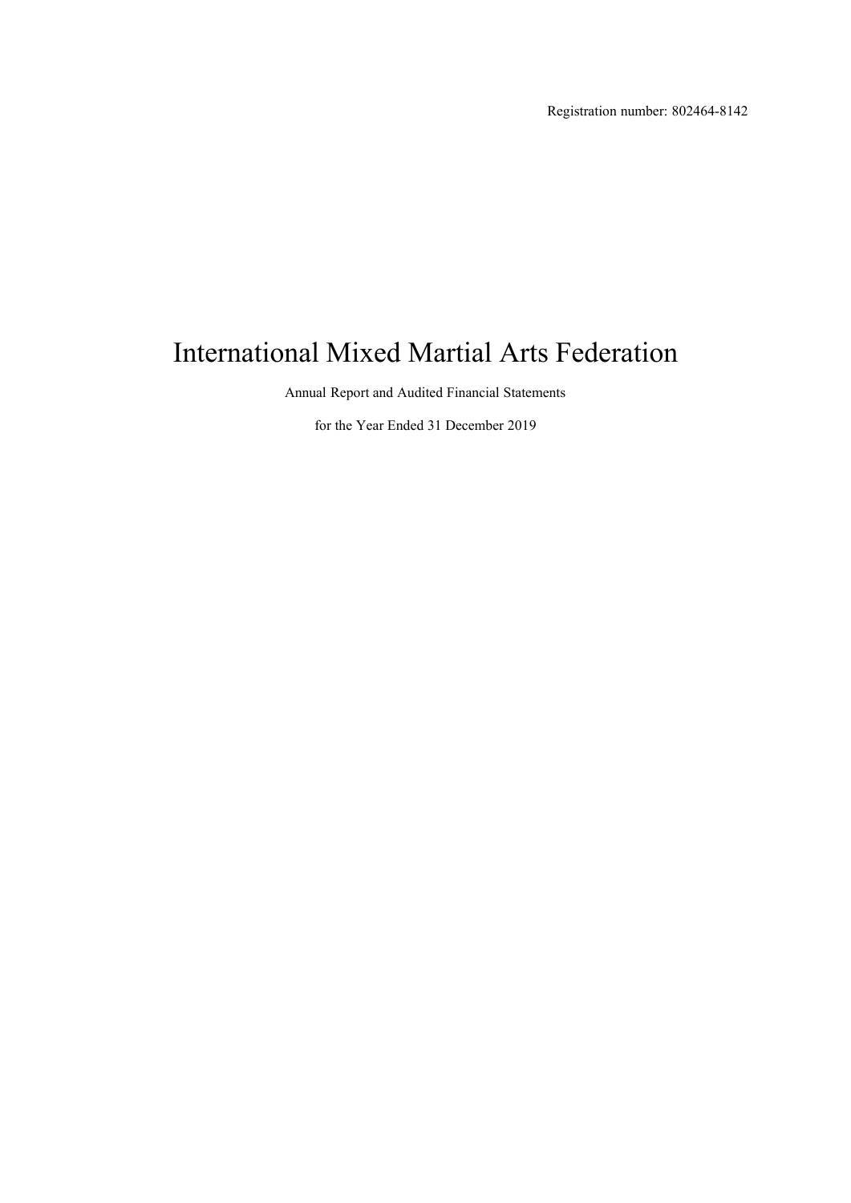Registration number: 802464-8142

# International Mixed Martial Arts Federation

Annual Report and Audited Financial Statements

for the Year Ended 31 December 2019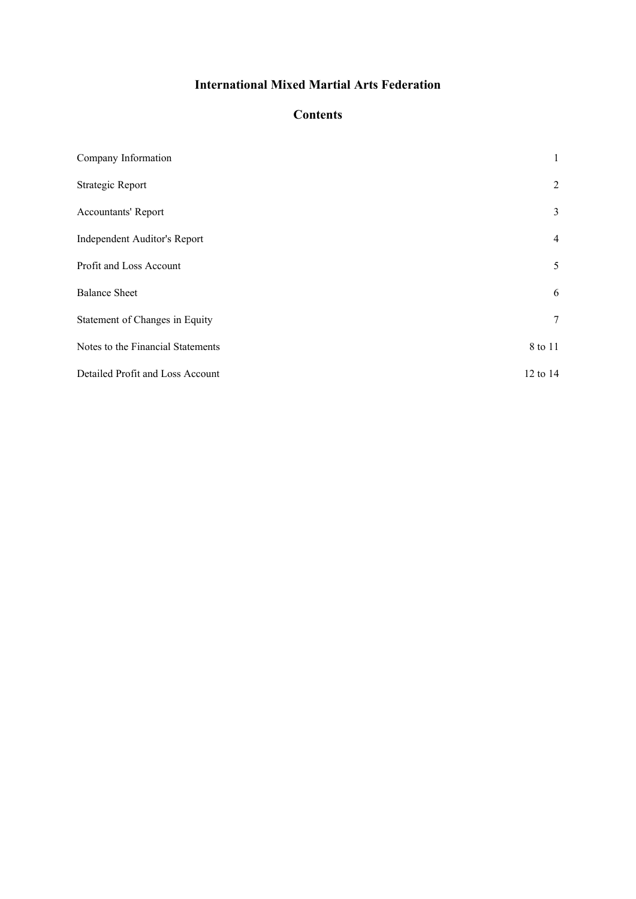# International Mixed Martial Arts Federation

## Contents

| | |
|---|---|
| Company Information | 1 |
| Strategic Report | 2 |
| Accountants' Report | 3 |
| Independent Auditor's Report | 4 |
| Profit and Loss Account | 5 |
| Balance Sheet | 6 |
| Statement of Changes in Equity | 7 |
| Notes to the Financial Statements | 8 to 11 |
| Detailed Profit and Loss Account | 12 to 14 |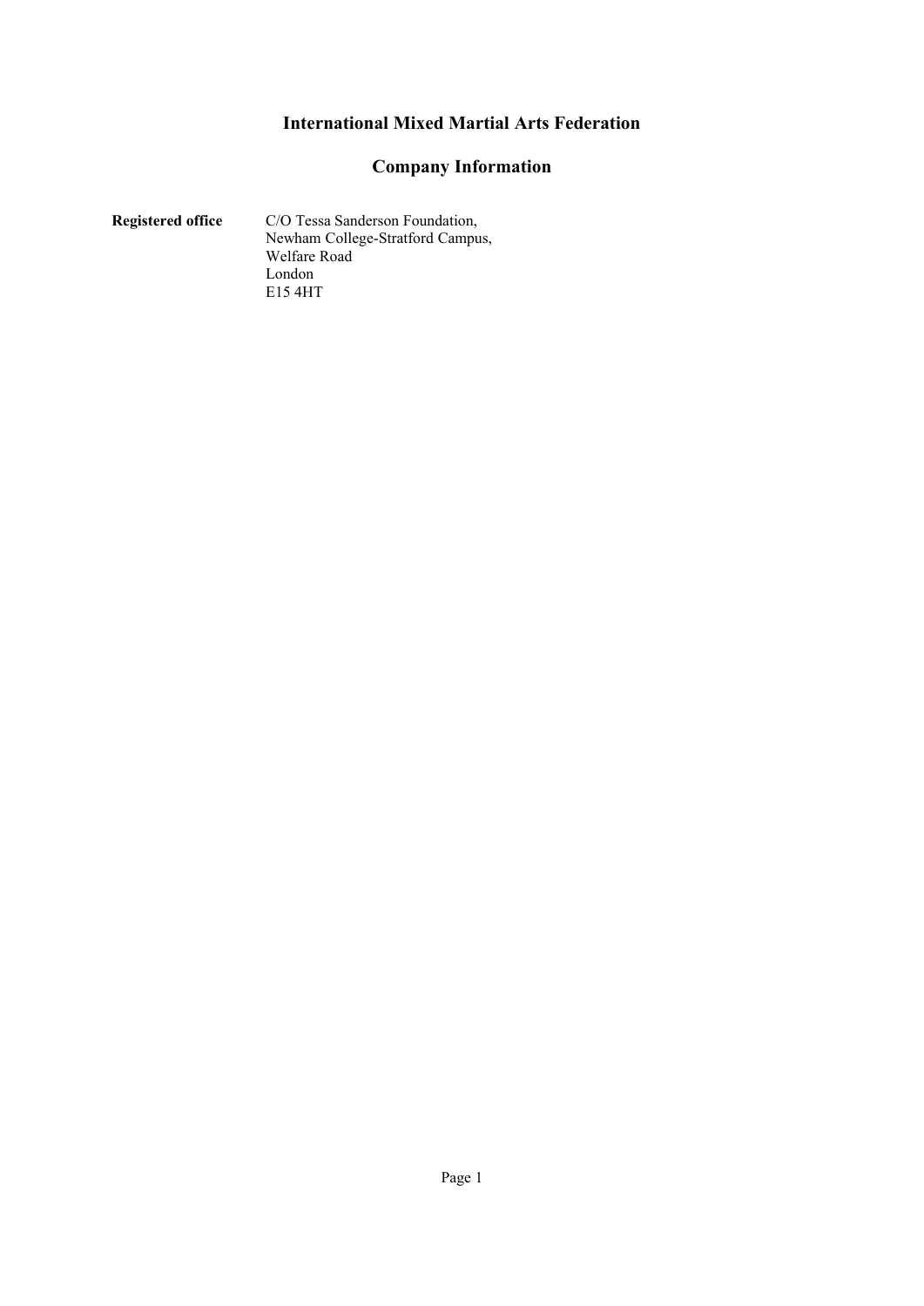# International Mixed Martial Arts Federation

## Company Information

**Registered office**

C/O Tessa Sanderson Foundation,
Newham College-Stratford Campus,
Welfare Road
London
E15 4HT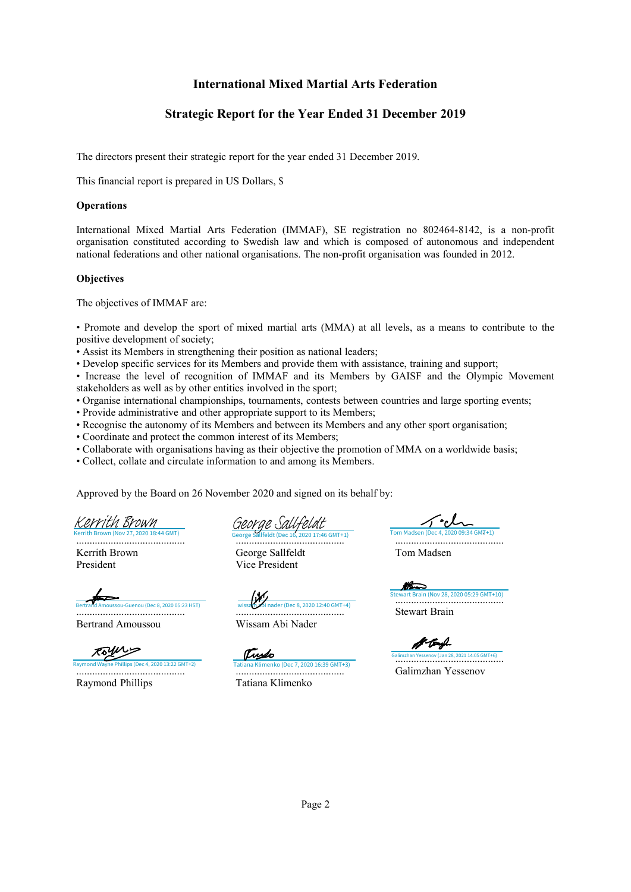# International Mixed Martial Arts Federation

## Strategic Report for the Year Ended 31 December 2019

The directors present their strategic report for the year ended 31 December 2019.

This financial report is prepared in US Dollars, $

**Operations**

International Mixed Martial Arts Federation (IMMAF), SE registration no 802464-8142, is a non-profit organisation constituted according to Swedish law and which is composed of autonomous and independent national federations and other national organisations. The non-profit organisation was founded in 2012.

**Objectives**

The objectives of IMMAF are:

- Promote and develop the sport of mixed martial arts (MMA) at all levels, as a means to contribute to the positive development of society;
- Assist its Members in strengthening their position as national leaders;
- Develop specific services for its Members and provide them with assistance, training and support;
- Increase the level of recognition of IMMAF and its Members by GAISF and the Olympic Movement stakeholders as well as by other entities involved in the sport;
- Organise international championships, tournaments, contests between countries and large sporting events;
- Provide administrative and other appropriate support to its Members;
- Recognise the autonomy of its Members and between its Members and any other sport organisation;
- Coordinate and protect the common interest of its Members;
- Collaborate with organisations having as their objective the promotion of MMA on a worldwide basis;
- Collect, collate and circulate information to and among its Members.

Approved by the Board on 26 November 2020 and signed on its behalf by:

Kerrith Brown (Nov 27, 2020 18:44 GMT)
.........................................
Kerrith Brown
President

George Sallfeldt (Dec 16, 2020 17:46 GMT+1)
.........................................
George Sallfeldt
Vice President

Tom Madsen (Dec 4, 2020 09:34 GMT+1)
.........................................
Tom Madsen

Bertrand Amoussou-Guenou (Dec 8, 2020 05:23 HST)
.........................................
Bertrand Amoussou

wissam abi nader (Dec 8, 2020 12:40 GMT+4)
.........................................
Wissam Abi Nader

Stewart Brain (Nov 28, 2020 05:29 GMT+10)
.........................................
Stewart Brain

Raymond Wayne Phillips (Dec 4, 2020 13:22 GMT+2)
.........................................
Raymond Phillips

Tatiana Klimenko (Dec 7, 2020 16:39 GMT+3)
.........................................
Tatiana Klimenko

Galimzhan Yessenov (Jan 28, 2021 14:05 GMT+6)
.........................................
Galimzhan Yessenov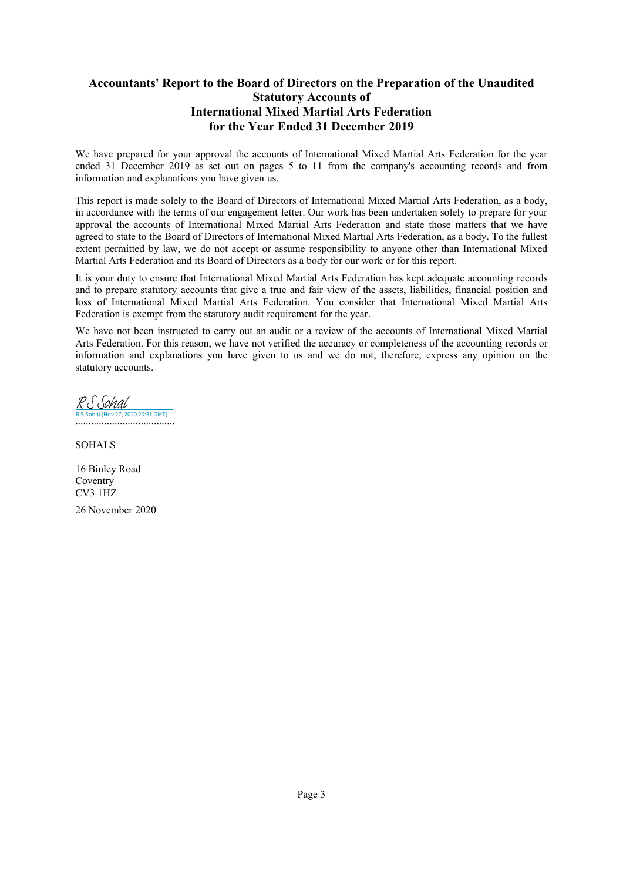# Accountants' Report to the Board of Directors on the Preparation of the Unaudited Statutory Accounts of International Mixed Martial Arts Federation for the Year Ended 31 December 2019

We have prepared for your approval the accounts of International Mixed Martial Arts Federation for the year ended 31 December 2019 as set out on pages 5 to 11 from the company's accounting records and from information and explanations you have given us.

This report is made solely to the Board of Directors of International Mixed Martial Arts Federation, as a body, in accordance with the terms of our engagement letter. Our work has been undertaken solely to prepare for your approval the accounts of International Mixed Martial Arts Federation and state those matters that we have agreed to state to the Board of Directors of International Mixed Martial Arts Federation, as a body. To the fullest extent permitted by law, we do not accept or assume responsibility to anyone other than International Mixed Martial Arts Federation and its Board of Directors as a body for our work or for this report.

It is your duty to ensure that International Mixed Martial Arts Federation has kept adequate accounting records and to prepare statutory accounts that give a true and fair view of the assets, liabilities, financial position and loss of International Mixed Martial Arts Federation. You consider that International Mixed Martial Arts Federation is exempt from the statutory audit requirement for the year.

We have not been instructed to carry out an audit or a review of the accounts of International Mixed Martial Arts Federation. For this reason, we have not verified the accuracy or completeness of the accounting records or information and explanations you have given to us and we do not, therefore, express any opinion on the statutory accounts.

R S Sohal
R S Sohal (Nov 27, 2020 20:31 GMT)
......................................

SOHALS

16 Binley Road
Coventry
CV3 1HZ

26 November 2020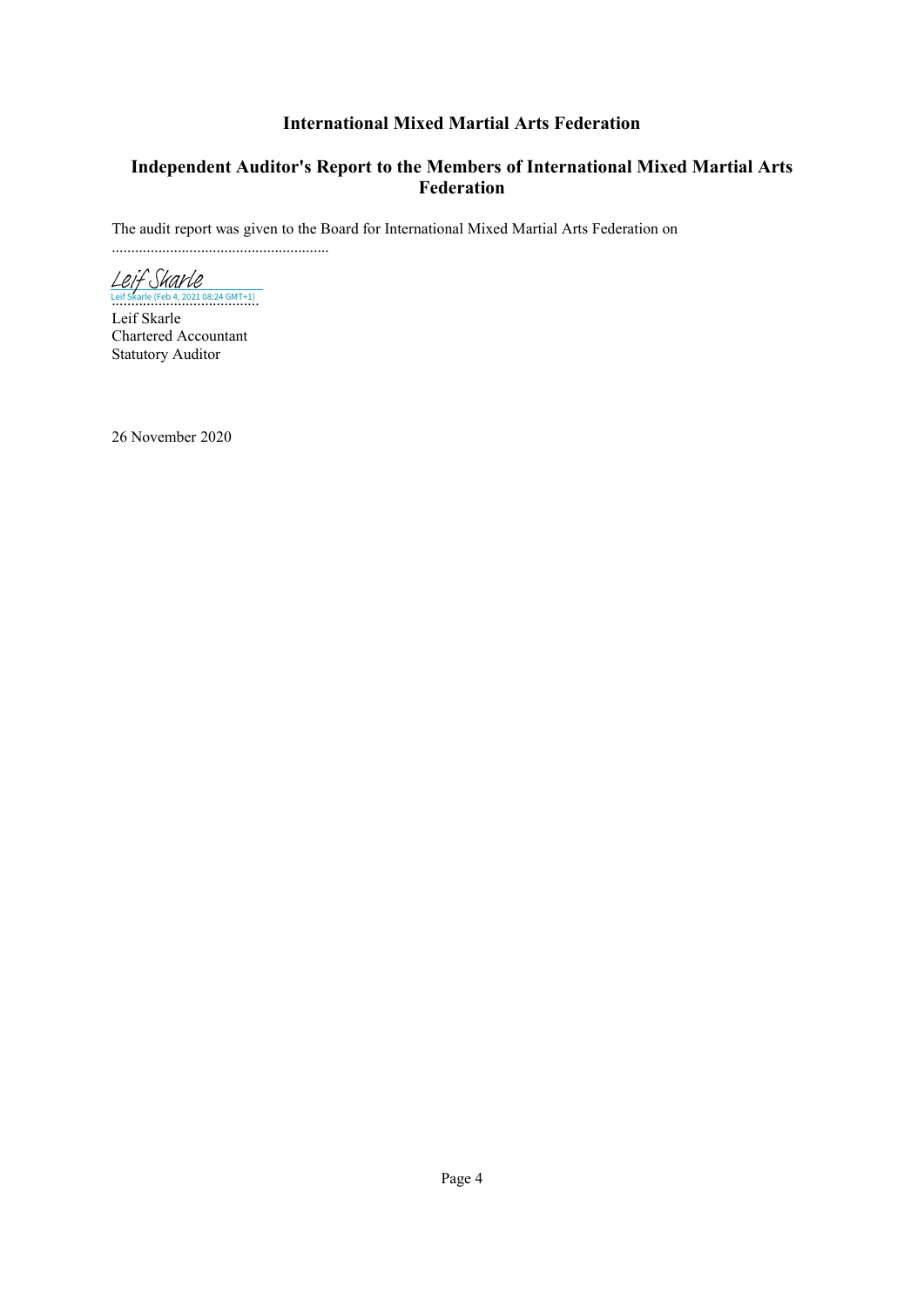# International Mixed Martial Arts Federation

## Independent Auditor's Report to the Members of International Mixed Martial Arts Federation

The audit report was given to the Board for International Mixed Martial Arts Federation on

........................................................

Leif Skarle
Leif Skarle (Feb 4, 2021 08:24 GMT+1)
.....................................

Leif Skarle
Chartered Accountant
Statutory Auditor

26 November 2020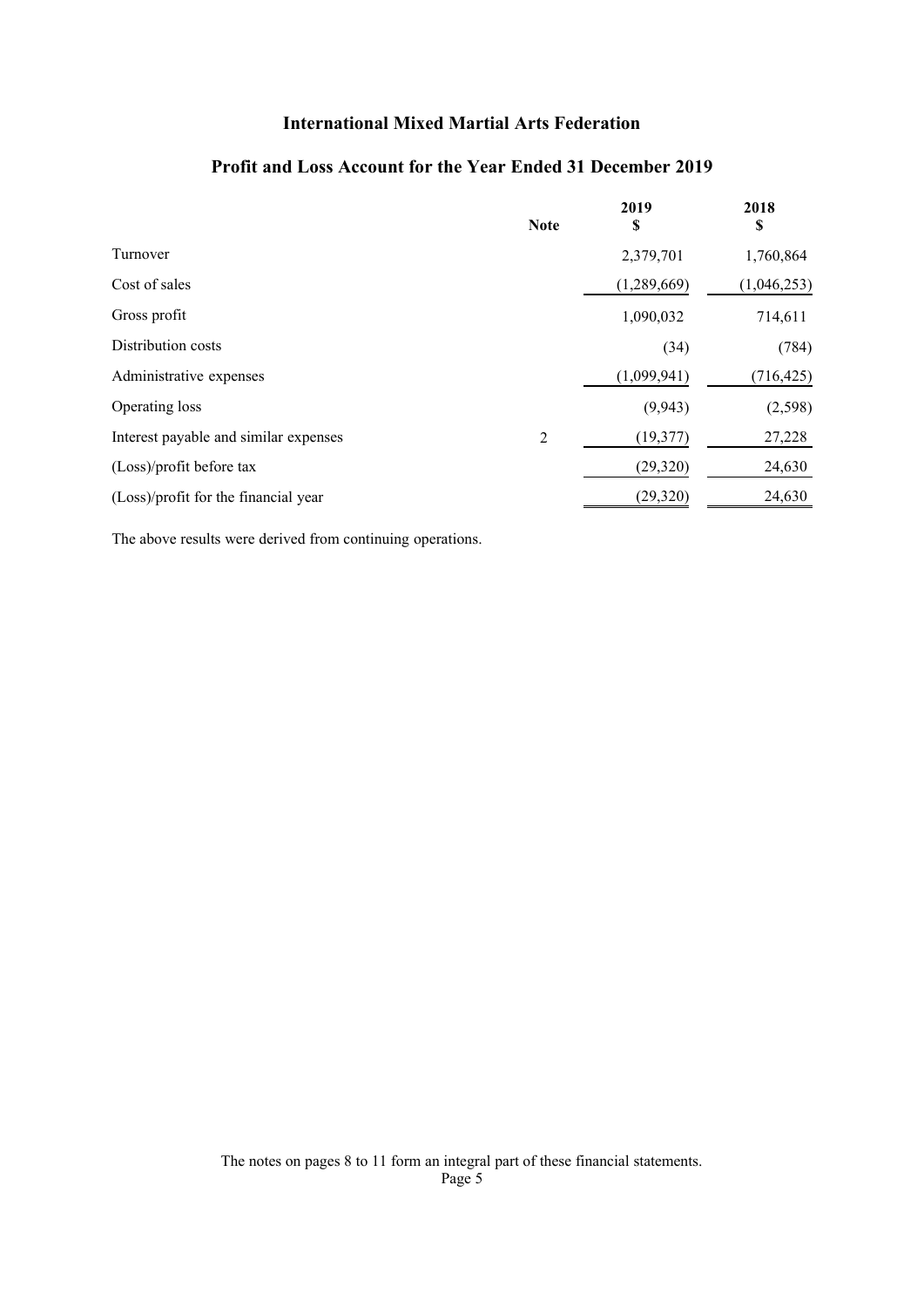# International Mixed Martial Arts Federation

## Profit and Loss Account for the Year Ended 31 December 2019

| | Note | 2019<br>$ | 2018<br>$ |
|---|---|---|---|
| Turnover | | 2,379,701 | 1,760,864 |
| Cost of sales | | (1,289,669) | (1,046,253) |
| Gross profit | | 1,090,032 | 714,611 |
| Distribution costs | | (34) | (784) |
| Administrative expenses | | (1,099,941) | (716,425) |
| Operating loss | | (9,943) | (2,598) |
| Interest payable and similar expenses | 2 | (19,377) | 27,228 |
| (Loss)/profit before tax | | (29,320) | 24,630 |
| (Loss)/profit for the financial year | | (29,320) | 24,630 |

The above results were derived from continuing operations.

The notes on pages 8 to 11 form an integral part of these financial statements.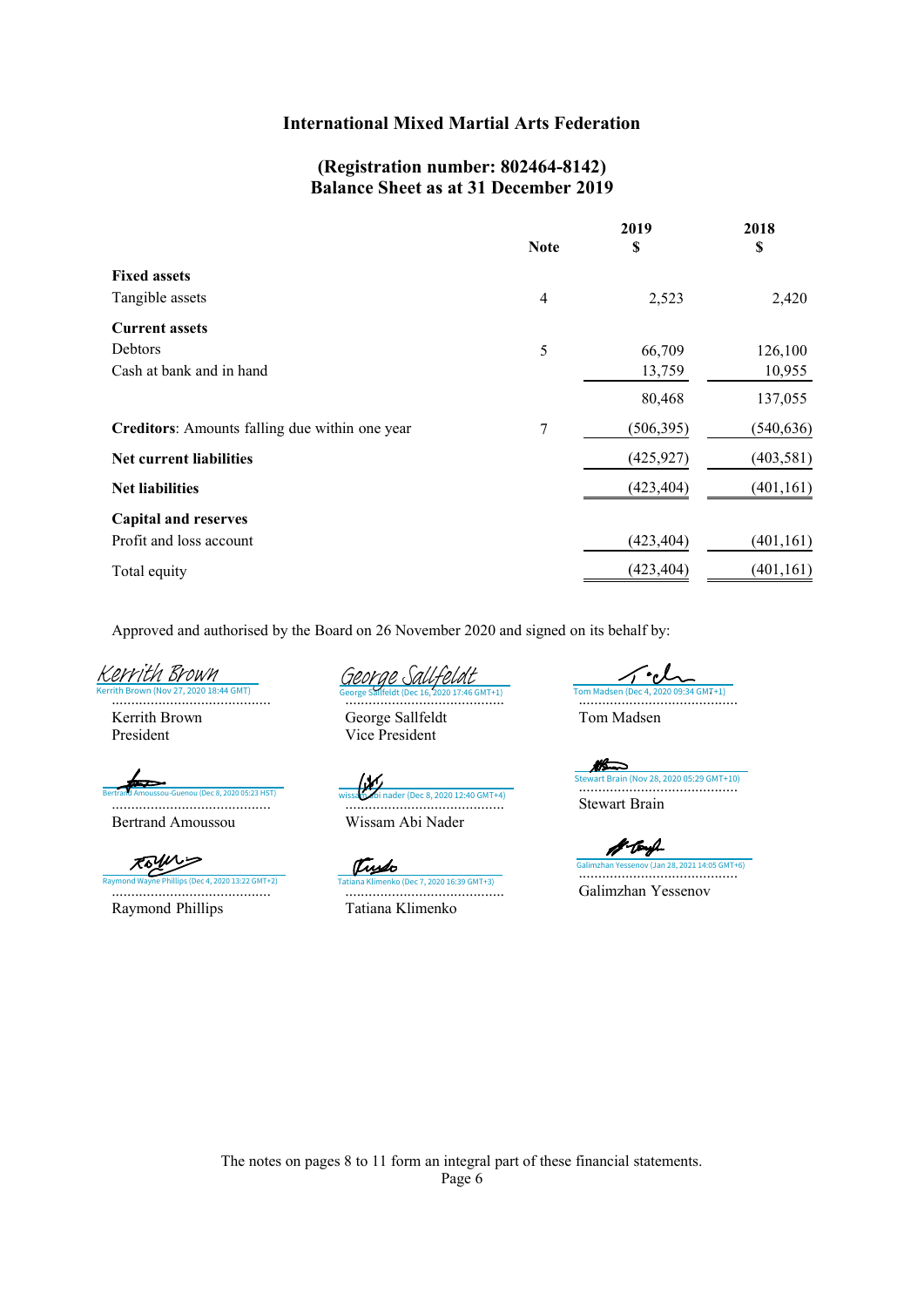# International Mixed Martial Arts Federation

## (Registration number: 802464-8142)
## Balance Sheet as at 31 December 2019

| | Note | 2019 $ | 2018 $ |
|---|---|---|---|
| **Fixed assets** | | | |
| Tangible assets | 4 | 2,523 | 2,420 |
| **Current assets** | | | |
| Debtors | 5 | 66,709 | 126,100 |
| Cash at bank and in hand | | 13,759 | 10,955 |
| | | 80,468 | 137,055 |
| **Creditors**: Amounts falling due within one year | 7 | (506,395) | (540,636) |
| **Net current liabilities** | | (425,927) | (403,581) |
| **Net liabilities** | | (423,404) | (401,161) |
| **Capital and reserves** | | | |
| Profit and loss account | | (423,404) | (401,161) |
| Total equity | | (423,404) | (401,161) |

Approved and authorised by the Board on 26 November 2020 and signed on its behalf by:

Kerrith Brown (Nov 27, 2020 18:44 GMT)
.........................................
Kerrith Brown
President

George Sallfeldt (Dec 16, 2020 17:46 GMT+1)
.........................................
George Sallfeldt
Vice President

Tom Madsen (Dec 4, 2020 09:34 GMT+1)
.........................................
Tom Madsen

Bertrand Amoussou-Guenou (Dec 8, 2020 05:23 HST)
.........................................
Bertrand Amoussou

wissam abi nader (Dec 8, 2020 12:40 GMT+4)
.........................................
Wissam Abi Nader

Stewart Brain (Nov 28, 2020 05:29 GMT+10)
.........................................
Stewart Brain

Raymond Wayne Phillips (Dec 4, 2020 13:22 GMT+2)
.........................................
Raymond Phillips

Tatiana Klimenko (Dec 7, 2020 16:39 GMT+3)
.........................................
Tatiana Klimenko

Galimzhan Yessenov (Jan 28, 2021 14:05 GMT+6)
.........................................
Galimzhan Yessenov

The notes on pages 8 to 11 form an integral part of these financial statements.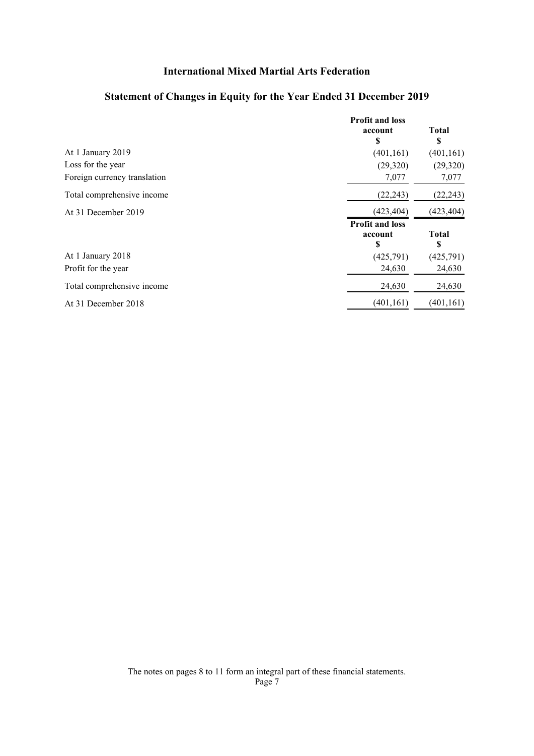# International Mixed Martial Arts Federation

## Statement of Changes in Equity for the Year Ended 31 December 2019

| | Profit and loss account $ | Total $ |
|---|---|---|
| At 1 January 2019 | (401,161) | (401,161) |
| Loss for the year | (29,320) | (29,320) |
| Foreign currency translation | 7,077 | 7,077 |
| Total comprehensive income | (22,243) | (22,243) |
| At 31 December 2019 | (423,404) | (423,404) |

| | Profit and loss account $ | Total $ |
|---|---|---|
| At 1 January 2018 | (425,791) | (425,791) |
| Profit for the year | 24,630 | 24,630 |
| Total comprehensive income | 24,630 | 24,630 |
| At 31 December 2018 | (401,161) | (401,161) |

The notes on pages 8 to 11 form an integral part of these financial statements.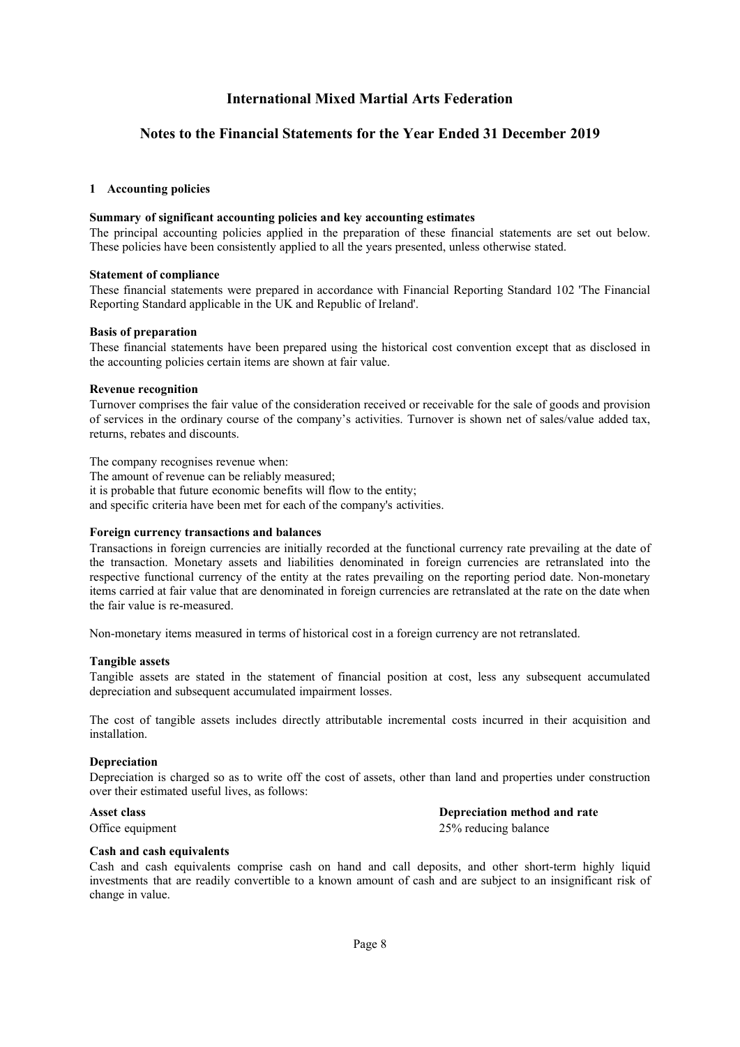# International Mixed Martial Arts Federation

## Notes to the Financial Statements for the Year Ended 31 December 2019

### 1 Accounting policies

**Summary of significant accounting policies and key accounting estimates**

The principal accounting policies applied in the preparation of these financial statements are set out below. These policies have been consistently applied to all the years presented, unless otherwise stated.

**Statement of compliance**

These financial statements were prepared in accordance with Financial Reporting Standard 102 'The Financial Reporting Standard applicable in the UK and Republic of Ireland'.

**Basis of preparation**

These financial statements have been prepared using the historical cost convention except that as disclosed in the accounting policies certain items are shown at fair value.

**Revenue recognition**

Turnover comprises the fair value of the consideration received or receivable for the sale of goods and provision of services in the ordinary course of the company's activities. Turnover is shown net of sales/value added tax, returns, rebates and discounts.

The company recognises revenue when:
The amount of revenue can be reliably measured;
it is probable that future economic benefits will flow to the entity;
and specific criteria have been met for each of the company's activities.

**Foreign currency transactions and balances**

Transactions in foreign currencies are initially recorded at the functional currency rate prevailing at the date of the transaction. Monetary assets and liabilities denominated in foreign currencies are retranslated into the respective functional currency of the entity at the rates prevailing on the reporting period date. Non-monetary items carried at fair value that are denominated in foreign currencies are retranslated at the rate on the date when the fair value is re-measured.

Non-monetary items measured in terms of historical cost in a foreign currency are not retranslated.

**Tangible assets**

Tangible assets are stated in the statement of financial position at cost, less any subsequent accumulated depreciation and subsequent accumulated impairment losses.

The cost of tangible assets includes directly attributable incremental costs incurred in their acquisition and installation.

**Depreciation**

Depreciation is charged so as to write off the cost of assets, other than land and properties under construction over their estimated useful lives, as follows:

| **Asset class** | **Depreciation method and rate** |
| --- | --- |
| Office equipment | 25% reducing balance |

**Cash and cash equivalents**

Cash and cash equivalents comprise cash on hand and call deposits, and other short-term highly liquid investments that are readily convertible to a known amount of cash and are subject to an insignificant risk of change in value.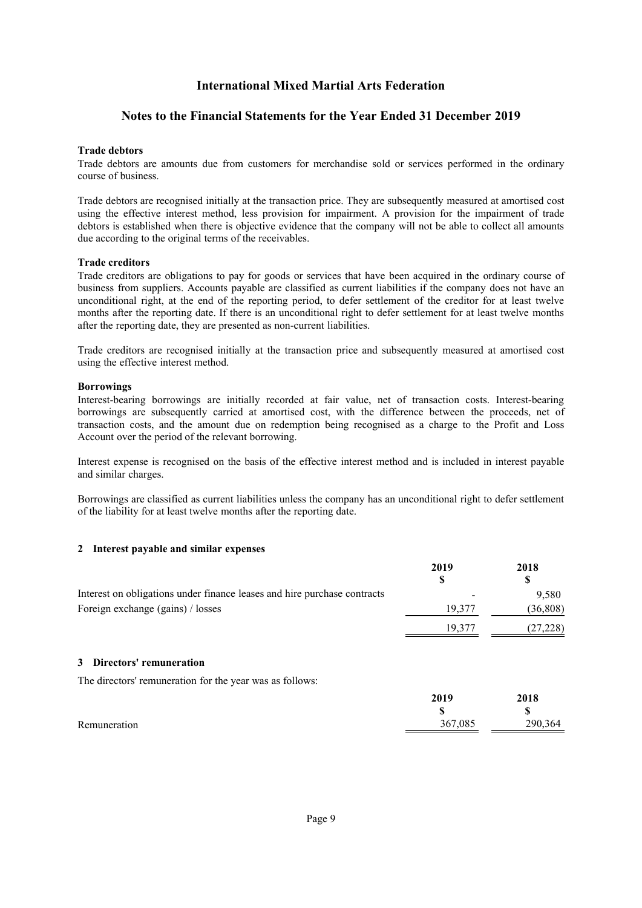# International Mixed Martial Arts Federation

## Notes to the Financial Statements for the Year Ended 31 December 2019

**Trade debtors**

Trade debtors are amounts due from customers for merchandise sold or services performed in the ordinary course of business.

Trade debtors are recognised initially at the transaction price. They are subsequently measured at amortised cost using the effective interest method, less provision for impairment. A provision for the impairment of trade debtors is established when there is objective evidence that the company will not be able to collect all amounts due according to the original terms of the receivables.

**Trade creditors**

Trade creditors are obligations to pay for goods or services that have been acquired in the ordinary course of business from suppliers. Accounts payable are classified as current liabilities if the company does not have an unconditional right, at the end of the reporting period, to defer settlement of the creditor for at least twelve months after the reporting date. If there is an unconditional right to defer settlement for at least twelve months after the reporting date, they are presented as non-current liabilities.

Trade creditors are recognised initially at the transaction price and subsequently measured at amortised cost using the effective interest method.

**Borrowings**

Interest-bearing borrowings are initially recorded at fair value, net of transaction costs. Interest-bearing borrowings are subsequently carried at amortised cost, with the difference between the proceeds, net of transaction costs, and the amount due on redemption being recognised as a charge to the Profit and Loss Account over the period of the relevant borrowing.

Interest expense is recognised on the basis of the effective interest method and is included in interest payable and similar charges.

Borrowings are classified as current liabilities unless the company has an unconditional right to defer settlement of the liability for at least twelve months after the reporting date.

### 2 Interest payable and similar expenses

| | 2019<br>$ | 2018<br>$ |
|---|---|---|
| Interest on obligations under finance leases and hire purchase contracts | - | 9,580 |
| Foreign exchange (gains) / losses | 19,377 | (36,808) |
| | 19,377 | (27,228) |

### 3 Directors' remuneration

The directors' remuneration for the year was as follows:

| | 2019<br>$ | 2018<br>$ |
|---|---|---|
| Remuneration | 367,085 | 290,364 |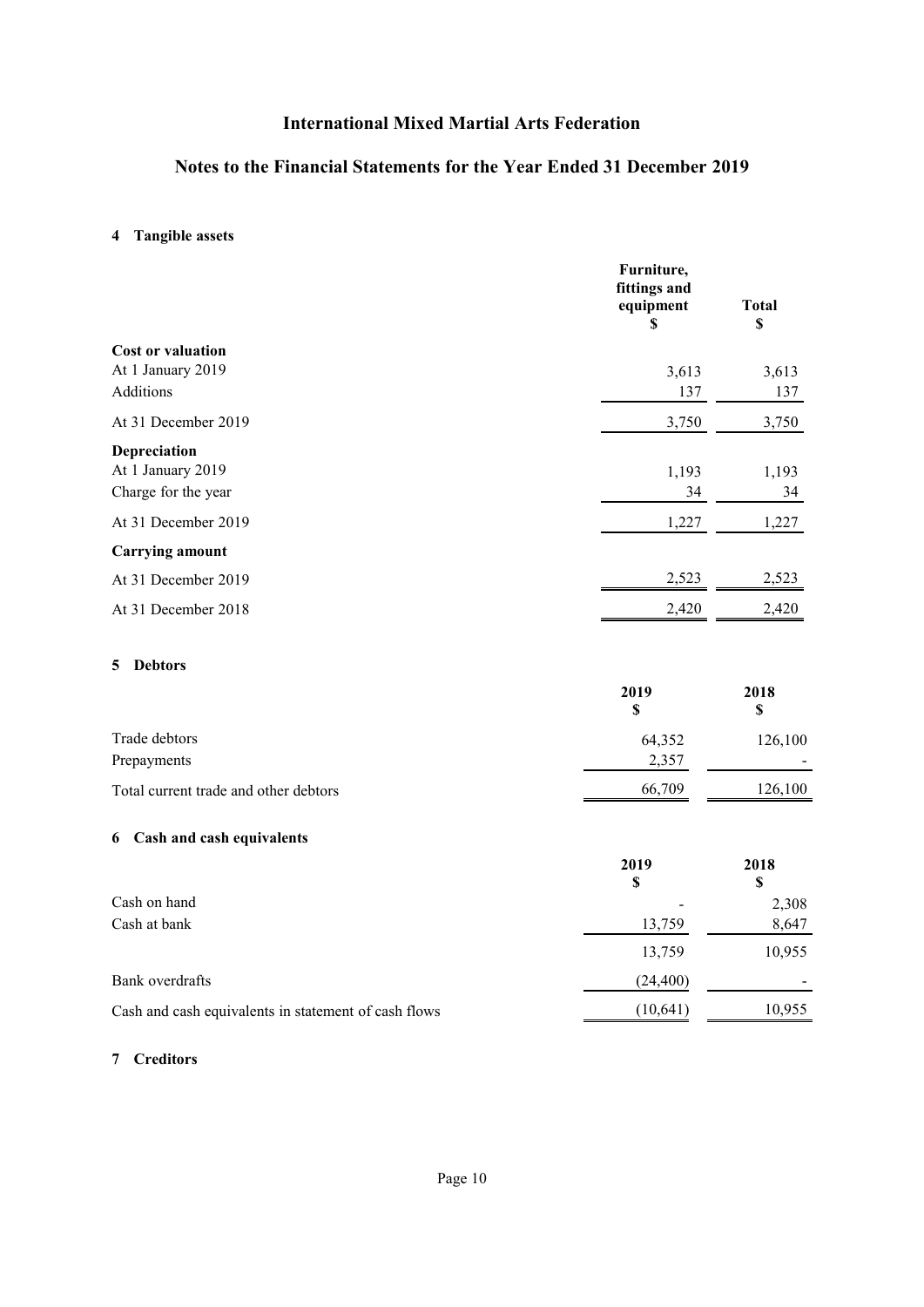# International Mixed Martial Arts Federation

## Notes to the Financial Statements for the Year Ended 31 December 2019

### 4 Tangible assets

| | Furniture, fittings and equipment $ | Total $ |
|---|---|---|
| **Cost or valuation** | | |
| At 1 January 2019 | 3,613 | 3,613 |
| Additions | 137 | 137 |
| At 31 December 2019 | 3,750 | 3,750 |
| **Depreciation** | | |
| At 1 January 2019 | 1,193 | 1,193 |
| Charge for the year | 34 | 34 |
| At 31 December 2019 | 1,227 | 1,227 |
| **Carrying amount** | | |
| At 31 December 2019 | 2,523 | 2,523 |
| At 31 December 2018 | 2,420 | 2,420 |

### 5 Debtors

| | 2019 $ | 2018 $ |
|---|---|---|
| Trade debtors | 64,352 | 126,100 |
| Prepayments | 2,357 | - |
| Total current trade and other debtors | 66,709 | 126,100 |

### 6 Cash and cash equivalents

| | 2019 $ | 2018 $ |
|---|---|---|
| Cash on hand | - | 2,308 |
| Cash at bank | 13,759 | 8,647 |
| | 13,759 | 10,955 |
| Bank overdrafts | (24,400) | - |
| Cash and cash equivalents in statement of cash flows | (10,641) | 10,955 |

### 7 Creditors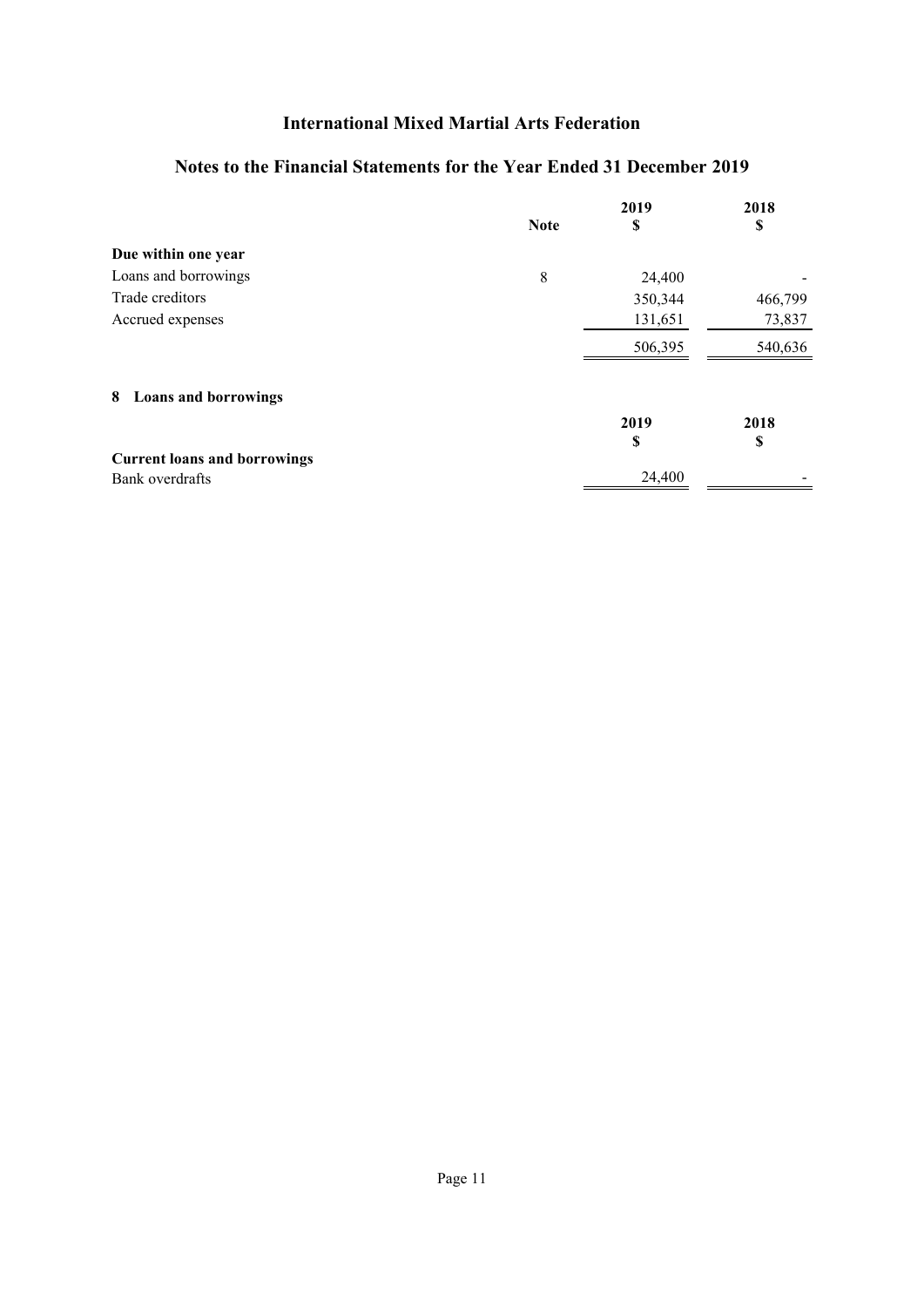# International Mixed Martial Arts Federation

## Notes to the Financial Statements for the Year Ended 31 December 2019

| | Note | 2019<br>$ | 2018<br>$ |
|---|---|---|---|
| **Due within one year** | | | |
| Loans and borrowings | 8 | 24,400 | - |
| Trade creditors | | 350,344 | 466,799 |
| Accrued expenses | | 131,651 | 73,837 |
| | | 506,395 | 540,636 |

### 8 Loans and borrowings

| | 2019<br>$ | 2018<br>$ |
|---|---|---|
| **Current loans and borrowings** | | |
| Bank overdrafts | 24,400 | - |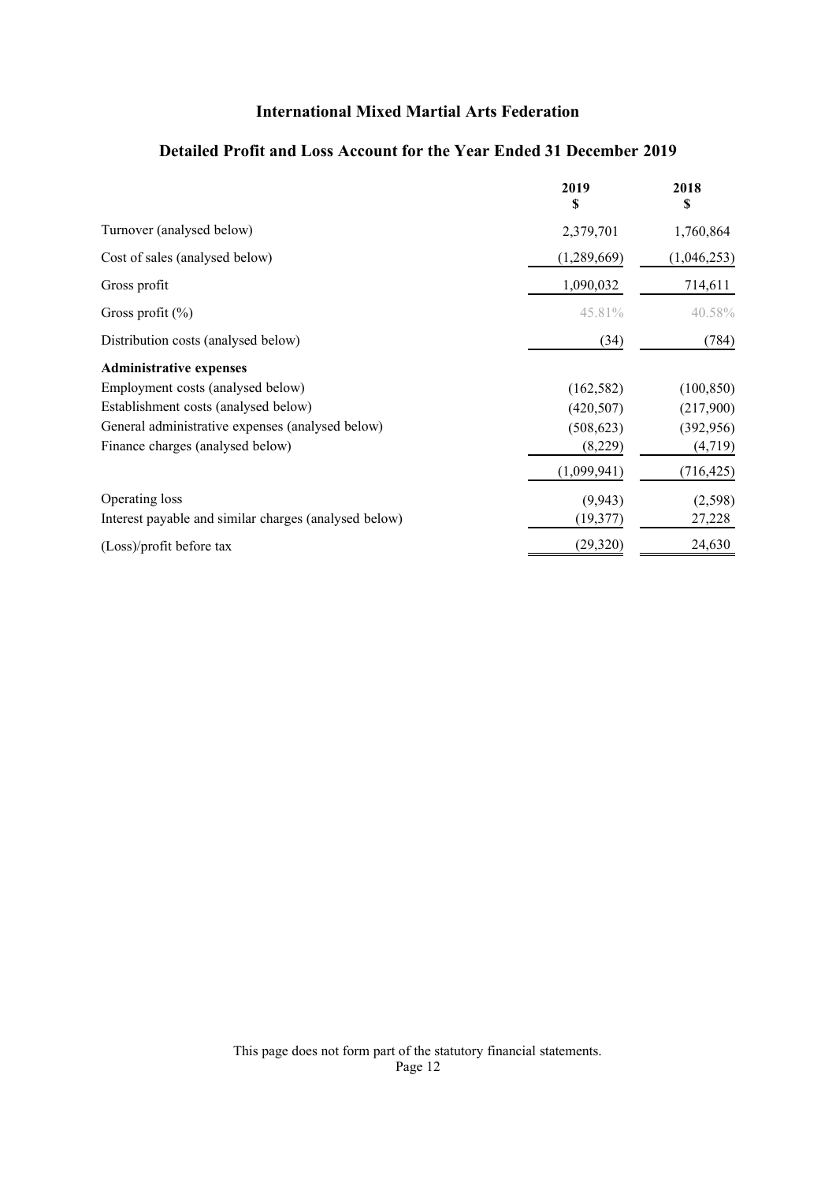# International Mixed Martial Arts Federation

## Detailed Profit and Loss Account for the Year Ended 31 December 2019

| | 2019<br>$ | 2018<br>$ |
|---|---|---|
| Turnover (analysed below) | 2,379,701 | 1,760,864 |
| Cost of sales (analysed below) | (1,289,669) | (1,046,253) |
| Gross profit | 1,090,032 | 714,611 |
| Gross profit (%) | 45.81% | 40.58% |
| Distribution costs (analysed below) | (34) | (784) |
| **Administrative expenses** | | |
| Employment costs (analysed below) | (162,582) | (100,850) |
| Establishment costs (analysed below) | (420,507) | (217,900) |
| General administrative expenses (analysed below) | (508,623) | (392,956) |
| Finance charges (analysed below) | (8,229) | (4,719) |
| | (1,099,941) | (716,425) |
| Operating loss | (9,943) | (2,598) |
| Interest payable and similar charges (analysed below) | (19,377) | 27,228 |
| (Loss)/profit before tax | (29,320) | 24,630 |

This page does not form part of the statutory financial statements.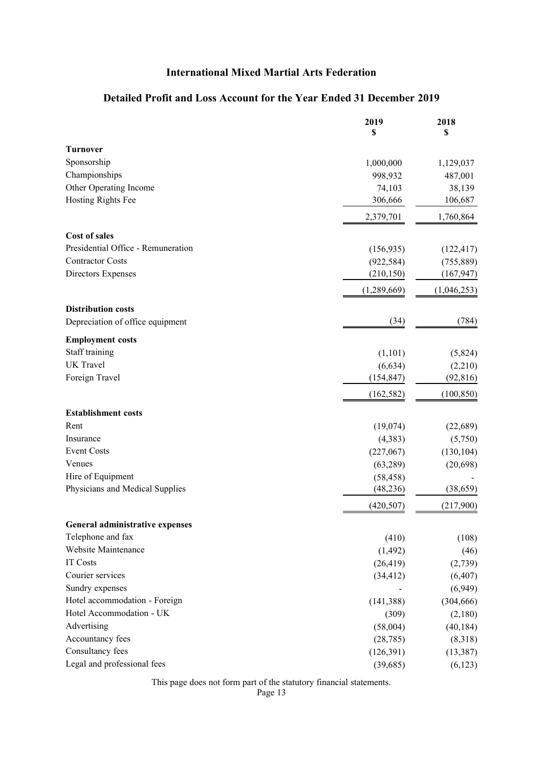# International Mixed Martial Arts Federation

## Detailed Profit and Loss Account for the Year Ended 31 December 2019

| | 2019<br>$ | 2018<br>$ |
|---|---|---|
| **Turnover** | | |
| Sponsorship | 1,000,000 | 1,129,037 |
| Championships | 998,932 | 487,001 |
| Other Operating Income | 74,103 | 38,139 |
| Hosting Rights Fee | 306,666 | 106,687 |
| | 2,379,701 | 1,760,864 |
| **Cost of sales** | | |
| Presidential Office - Remuneration | (156,935) | (122,417) |
| Contractor Costs | (922,584) | (755,889) |
| Directors Expenses | (210,150) | (167,947) |
| | (1,289,669) | (1,046,253) |
| **Distribution costs** | | |
| Depreciation of office equipment | (34) | (784) |
| **Employment costs** | | |
| Staff training | (1,101) | (5,824) |
| UK Travel | (6,634) | (2,210) |
| Foreign Travel | (154,847) | (92,816) |
| | (162,582) | (100,850) |
| **Establishment costs** | | |
| Rent | (19,074) | (22,689) |
| Insurance | (4,383) | (5,750) |
| Event Costs | (227,067) | (130,104) |
| Venues | (63,289) | (20,698) |
| Hire of Equipment | (58,458) | - |
| Physicians and Medical Supplies | (48,236) | (38,659) |
| | (420,507) | (217,900) |
| **General administrative expenses** | | |
| Telephone and fax | (410) | (108) |
| Website Maintenance | (1,492) | (46) |
| IT Costs | (26,419) | (2,739) |
| Courier services | (34,412) | (6,407) |
| Sundry expenses | - | (6,949) |
| Hotel accommodation - Foreign | (141,388) | (304,666) |
| Hotel Accommodation - UK | (309) | (2,180) |
| Advertising | (58,004) | (40,184) |
| Accountancy fees | (28,785) | (8,318) |
| Consultancy fees | (126,391) | (13,387) |
| Legal and professional fees | (39,685) | (6,123) |

This page does not form part of the statutory financial statements.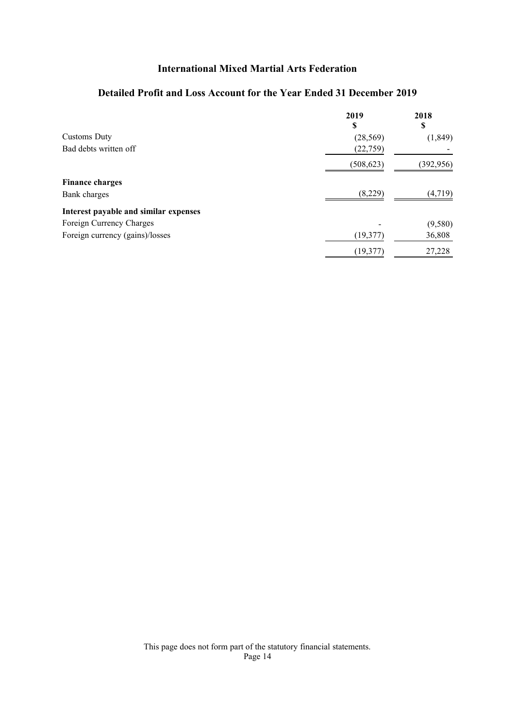## International Mixed Martial Arts Federation

## Detailed Profit and Loss Account for the Year Ended 31 December 2019

| | 2019<br>$ | 2018<br>$ |
|---|---|---|
| Customs Duty | (28,569) | (1,849) |
| Bad debts written off | (22,759) | - |
| | (508,623) | (392,956) |
| **Finance charges** | | |
| Bank charges | (8,229) | (4,719) |
| **Interest payable and similar expenses** | | |
| Foreign Currency Charges | - | (9,580) |
| Foreign currency (gains)/losses | (19,377) | 36,808 |
| | (19,377) | 27,228 |

This page does not form part of the statutory financial statements.